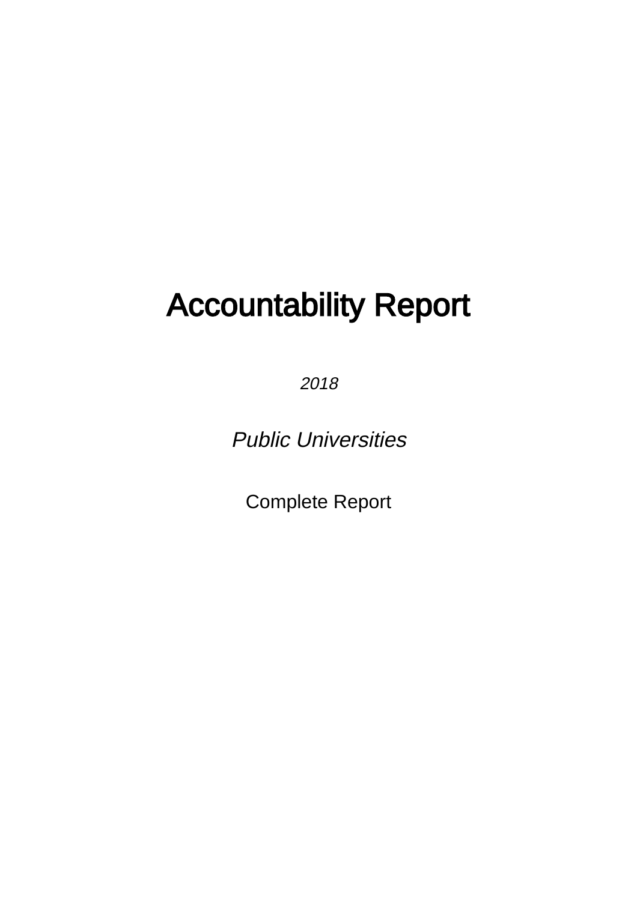# Accountability Report

*2018*

*Public Universities*

Complete Report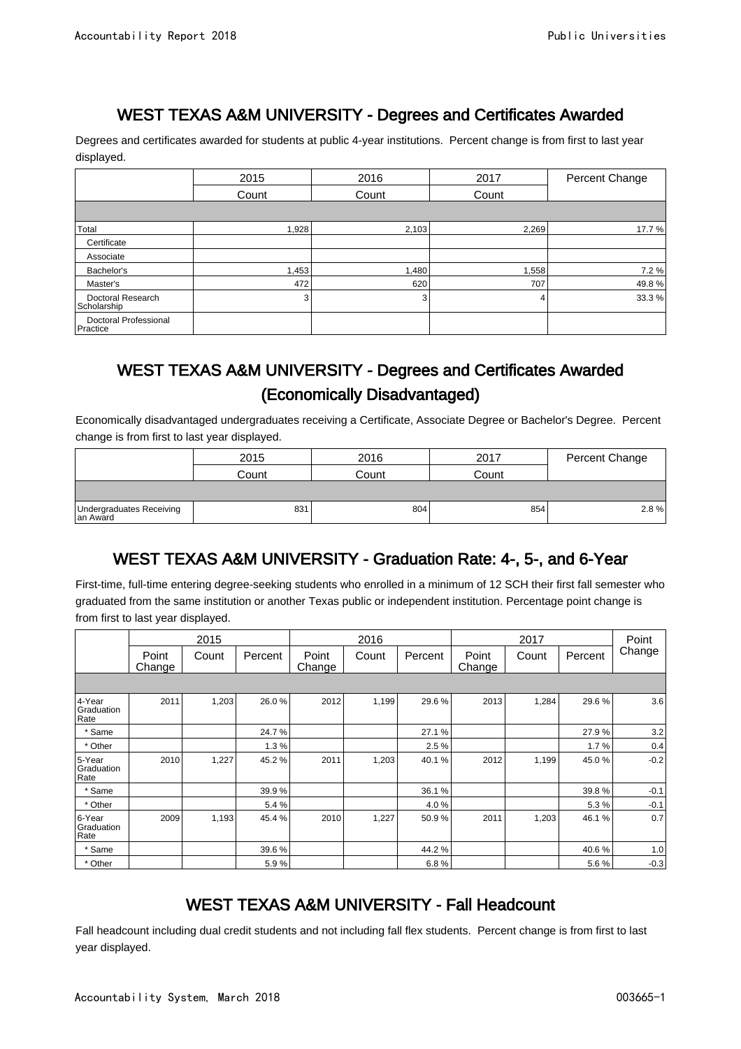## WEST TEXAS A&M UNIVERSITY - Degrees and Certificates Awarded

Degrees and certificates awarded for students at public 4-year institutions. Percent change is from first to last year displayed.

| | 2015 | 2016 | 2017 | Percent Change |
|---|---|---|---|---|
| | Count | Count | Count | |
| Total | 1,928 | 2,103 | 2,269 | 17.7 % |
| Certificate | | | | |
| Associate | | | | |
| Bachelor's | 1,453 | 1,480 | 1,558 | 7.2 % |
| Master's | 472 | 620 | 707 | 49.8 % |
| Doctoral Research Scholarship | 3 | 3 | 4 | 33.3 % |
| Doctoral Professional Practice | | | | |

## WEST TEXAS A&M UNIVERSITY - Degrees and Certificates Awarded (Economically Disadvantaged)

Economically disadvantaged undergraduates receiving a Certificate, Associate Degree or Bachelor's Degree. Percent change is from first to last year displayed.

| | 2015 | 2016 | 2017 | Percent Change |
|---|---|---|---|---|
| | Count | Count | Count | |
| Undergraduates Receiving an Award | 831 | 804 | 854 | 2.8 % |

## WEST TEXAS A&M UNIVERSITY - Graduation Rate: 4-, 5-, and 6-Year

First-time, full-time entering degree-seeking students who enrolled in a minimum of 12 SCH their first fall semester who graduated from the same institution or another Texas public or independent institution. Percentage point change is from first to last year displayed.

| | 2015 | | | 2016 | | | 2017 | | | Point Change |
|---|---|---|---|---|---|---|---|---|---|---|
| | Point Change | Count | Percent | Point Change | Count | Percent | Point Change | Count | Percent | |
| 4-Year Graduation Rate | 2011 | 1,203 | 26.0 % | 2012 | 1,199 | 29.6 % | 2013 | 1,284 | 29.6 % | 3.6 |
| * Same | | | 24.7 % | | | 27.1 % | | | 27.9 % | 3.2 |
| * Other | | | 1.3 % | | | 2.5 % | | | 1.7 % | 0.4 |
| 5-Year Graduation Rate | 2010 | 1,227 | 45.2 % | 2011 | 1,203 | 40.1 % | 2012 | 1,199 | 45.0 % | -0.2 |
| * Same | | | 39.9 % | | | 36.1 % | | | 39.8 % | -0.1 |
| * Other | | | 5.4 % | | | 4.0 % | | | 5.3 % | -0.1 |
| 6-Year Graduation Rate | 2009 | 1,193 | 45.4 % | 2010 | 1,227 | 50.9 % | 2011 | 1,203 | 46.1 % | 0.7 |
| * Same | | | 39.6 % | | | 44.2 % | | | 40.6 % | 1.0 |
| * Other | | | 5.9 % | | | 6.8 % | | | 5.6 % | -0.3 |

## WEST TEXAS A&M UNIVERSITY - Fall Headcount

Fall headcount including dual credit students and not including fall flex students. Percent change is from first to last year displayed.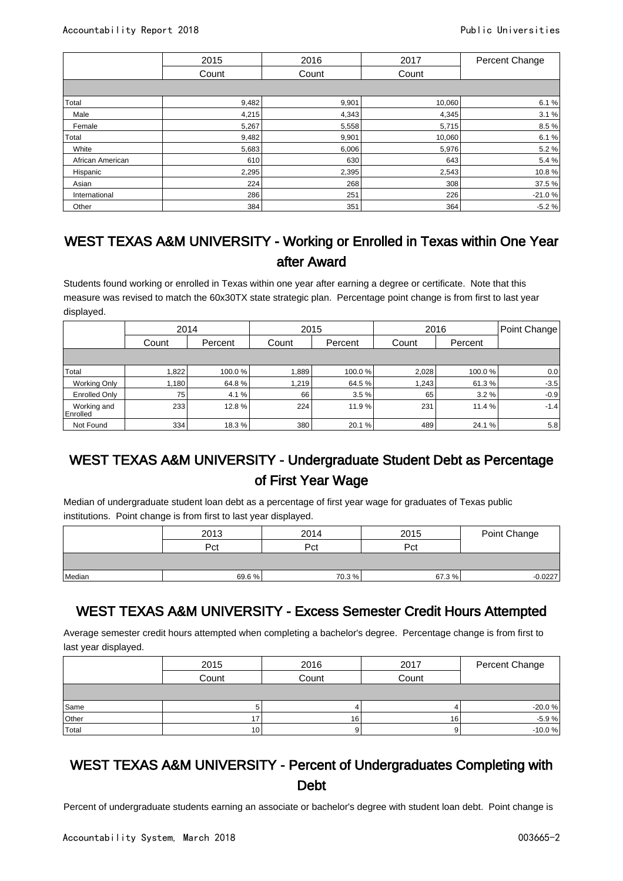| | 2015 | 2016 | 2017 | Percent Change |
|---|---|---|---|---|
| | Count | Count | Count | |
| Total | 9,482 | 9,901 | 10,060 | 6.1 % |
| Male | 4,215 | 4,343 | 4,345 | 3.1 % |
| Female | 5,267 | 5,558 | 5,715 | 8.5 % |
| Total | 9,482 | 9,901 | 10,060 | 6.1 % |
| White | 5,683 | 6,006 | 5,976 | 5.2 % |
| African American | 610 | 630 | 643 | 5.4 % |
| Hispanic | 2,295 | 2,395 | 2,543 | 10.8 % |
| Asian | 224 | 268 | 308 | 37.5 % |
| International | 286 | 251 | 226 | -21.0 % |
| Other | 384 | 351 | 364 | -5.2 % |

## WEST TEXAS A&M UNIVERSITY - Working or Enrolled in Texas within One Year after Award

Students found working or enrolled in Texas within one year after earning a degree or certificate. Note that this measure was revised to match the 60x30TX state strategic plan. Percentage point change is from first to last year displayed.

| | 2014 | | 2015 | | 2016 | | Point Change |
|---|---|---|---|---|---|---|---|
| | Count | Percent | Count | Percent | Count | Percent | |
| Total | 1,822 | 100.0 % | 1,889 | 100.0 % | 2,028 | 100.0 % | 0.0 |
| Working Only | 1,180 | 64.8 % | 1,219 | 64.5 % | 1,243 | 61.3 % | -3.5 |
| Enrolled Only | 75 | 4.1 % | 66 | 3.5 % | 65 | 3.2 % | -0.9 |
| Working and Enrolled | 233 | 12.8 % | 224 | 11.9 % | 231 | 11.4 % | -1.4 |
| Not Found | 334 | 18.3 % | 380 | 20.1 % | 489 | 24.1 % | 5.8 |

## WEST TEXAS A&M UNIVERSITY - Undergraduate Student Debt as Percentage of First Year Wage

Median of undergraduate student loan debt as a percentage of first year wage for graduates of Texas public institutions. Point change is from first to last year displayed.

| | 2013 | 2014 | 2015 | Point Change |
|---|---|---|---|---|
| | Pct | Pct | Pct | |
| Median | 69.6 % | 70.3 % | 67.3 % | -0.0227 |

## WEST TEXAS A&M UNIVERSITY - Excess Semester Credit Hours Attempted

Average semester credit hours attempted when completing a bachelor's degree. Percentage change is from first to last year displayed.

| | 2015 | 2016 | 2017 | Percent Change |
|---|---|---|---|---|
| | Count | Count | Count | |
| Same | 5 | 4 | 4 | -20.0 % |
| Other | 17 | 16 | 16 | -5.9 % |
| Total | 10 | 9 | 9 | -10.0 % |

## WEST TEXAS A&M UNIVERSITY - Percent of Undergraduates Completing with Debt

Percent of undergraduate students earning an associate or bachelor's degree with student loan debt. Point change is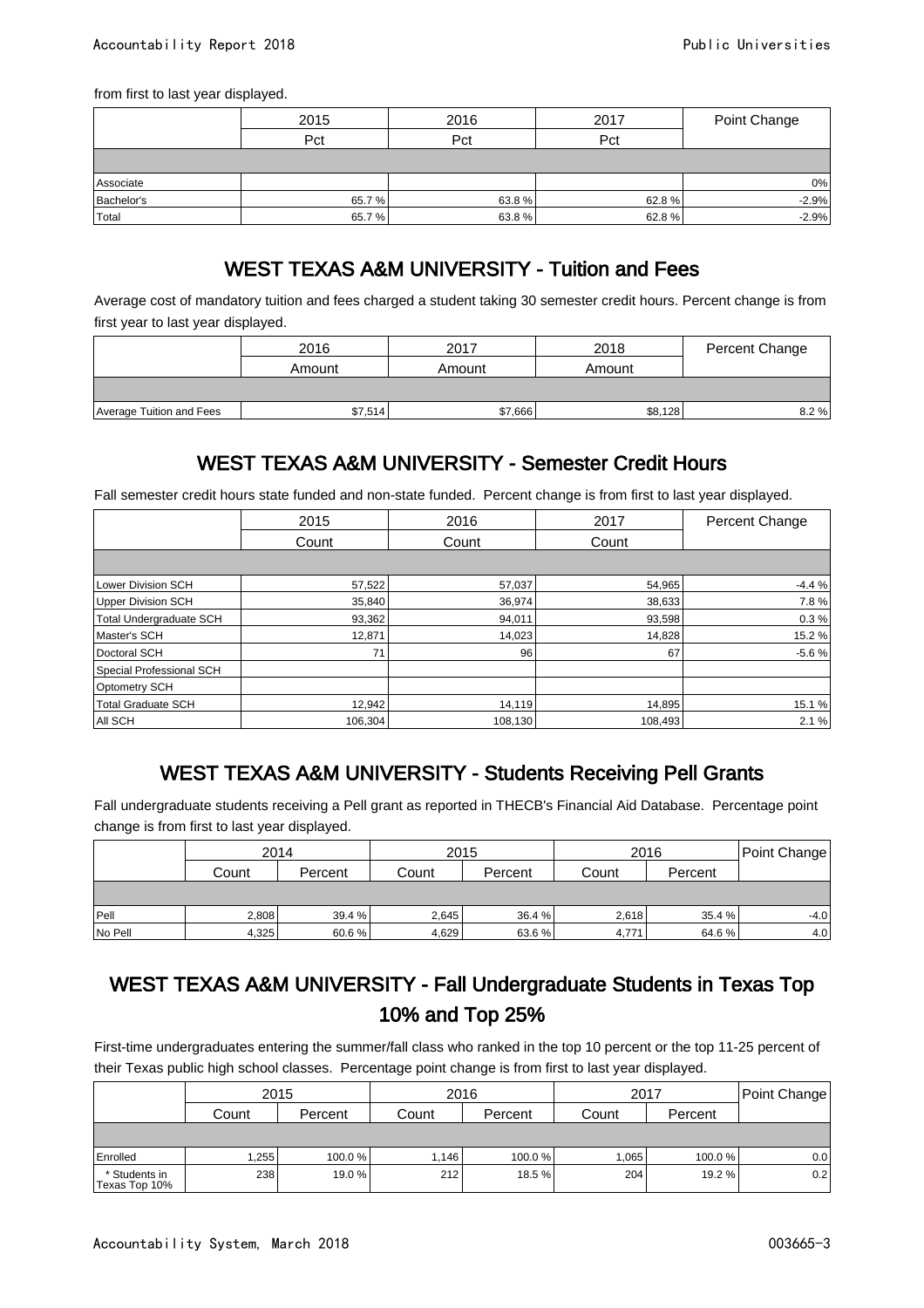from first to last year displayed.

| | 2015 | 2016 | 2017 | Point Change |
|---|---|---|---|---|
| | Pct | Pct | Pct | |
| | | | | |
| Associate | | | | 0% |
| Bachelor's | 65.7 % | 63.8 % | 62.8 % | -2.9% |
| Total | 65.7 % | 63.8 % | 62.8 % | -2.9% |

## WEST TEXAS A&M UNIVERSITY - Tuition and Fees

Average cost of mandatory tuition and fees charged a student taking 30 semester credit hours. Percent change is from first year to last year displayed.

| | 2016 | 2017 | 2018 | Percent Change |
|---|---|---|---|---|
| | Amount | Amount | Amount | |
| | | | | |
| Average Tuition and Fees | $7,514 | $7,666 | $8,128 | 8.2 % |

## WEST TEXAS A&M UNIVERSITY - Semester Credit Hours

Fall semester credit hours state funded and non-state funded. Percent change is from first to last year displayed.

| | 2015 | 2016 | 2017 | Percent Change |
|---|---|---|---|---|
| | Count | Count | Count | |
| | | | | |
| Lower Division SCH | 57,522 | 57,037 | 54,965 | -4.4 % |
| Upper Division SCH | 35,840 | 36,974 | 38,633 | 7.8 % |
| Total Undergraduate SCH | 93,362 | 94,011 | 93,598 | 0.3 % |
| Master's SCH | 12,871 | 14,023 | 14,828 | 15.2 % |
| Doctoral SCH | 71 | 96 | 67 | -5.6 % |
| Special Professional SCH | | | | |
| Optometry SCH | | | | |
| Total Graduate SCH | 12,942 | 14,119 | 14,895 | 15.1 % |
| All SCH | 106,304 | 108,130 | 108,493 | 2.1 % |

## WEST TEXAS A&M UNIVERSITY - Students Receiving Pell Grants

Fall undergraduate students receiving a Pell grant as reported in THECB's Financial Aid Database. Percentage point change is from first to last year displayed.

| | 2014 | | 2015 | | 2016 | | Point Change |
|---|---|---|---|---|---|---|---|
| | Count | Percent | Count | Percent | Count | Percent | |
| | | | | | | | |
| Pell | 2,808 | 39.4 % | 2,645 | 36.4 % | 2,618 | 35.4 % | -4.0 |
| No Pell | 4,325 | 60.6 % | 4,629 | 63.6 % | 4,771 | 64.6 % | 4.0 |

## WEST TEXAS A&M UNIVERSITY - Fall Undergraduate Students in Texas Top 10% and Top 25%

First-time undergraduates entering the summer/fall class who ranked in the top 10 percent or the top 11-25 percent of their Texas public high school classes. Percentage point change is from first to last year displayed.

| | 2015 | | 2016 | | 2017 | | Point Change |
|---|---|---|---|---|---|---|---|
| | Count | Percent | Count | Percent | Count | Percent | |
| | | | | | | | |
| Enrolled | 1,255 | 100.0 % | 1,146 | 100.0 % | 1,065 | 100.0 % | 0.0 |
| * Students in Texas Top 10% | 238 | 19.0 % | 212 | 18.5 % | 204 | 19.2 % | 0.2 |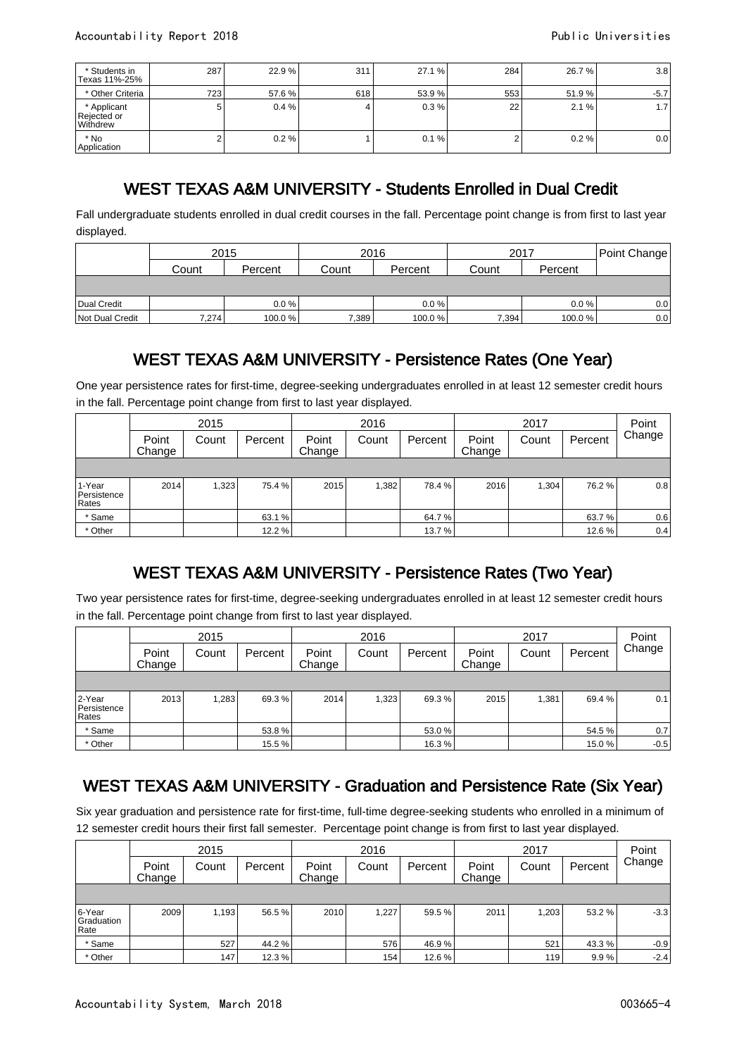| | | | | | | | |
|---|---|---|---|---|---|---|---|
| * Students in Texas 11%-25% | 287 | 22.9 % | 311 | 27.1 % | 284 | 26.7 % | 3.8 |
| * Other Criteria | 723 | 57.6 % | 618 | 53.9 % | 553 | 51.9 % | -5.7 |
| * Applicant Rejected or Withdrew | 5 | 0.4 % | 4 | 0.3 % | 22 | 2.1 % | 1.7 |
| * No Application | 2 | 0.2 % | 1 | 0.1 % | 2 | 0.2 % | 0.0 |

## WEST TEXAS A&M UNIVERSITY - Students Enrolled in Dual Credit

Fall undergraduate students enrolled in dual credit courses in the fall. Percentage point change is from first to last year displayed.

| | 2015 | | 2016 | | 2017 | | Point Change |
|---|---|---|---|---|---|---|---|
| | Count | Percent | Count | Percent | Count | Percent | |
| Dual Credit | | 0.0 % | | 0.0 % | | 0.0 % | 0.0 |
| Not Dual Credit | 7,274 | 100.0 % | 7,389 | 100.0 % | 7,394 | 100.0 % | 0.0 |

## WEST TEXAS A&M UNIVERSITY - Persistence Rates (One Year)

One year persistence rates for first-time, degree-seeking undergraduates enrolled in at least 12 semester credit hours in the fall. Percentage point change from first to last year displayed.

| | 2015 | | | 2016 | | | 2017 | | | Point Change |
|---|---|---|---|---|---|---|---|---|---|---|
| | Point Change | Count | Percent | Point Change | Count | Percent | Point Change | Count | Percent | |
| 1-Year Persistence Rates | 2014 | 1,323 | 75.4 % | 2015 | 1,382 | 78.4 % | 2016 | 1,304 | 76.2 % | 0.8 |
| * Same | | | 63.1 % | | | 64.7 % | | | 63.7 % | 0.6 |
| * Other | | | 12.2 % | | | 13.7 % | | | 12.6 % | 0.4 |

## WEST TEXAS A&M UNIVERSITY - Persistence Rates (Two Year)

Two year persistence rates for first-time, degree-seeking undergraduates enrolled in at least 12 semester credit hours in the fall. Percentage point change from first to last year displayed.

| | 2015 | | | 2016 | | | 2017 | | | Point Change |
|---|---|---|---|---|---|---|---|---|---|---|
| | Point Change | Count | Percent | Point Change | Count | Percent | Point Change | Count | Percent | |
| 2-Year Persistence Rates | 2013 | 1,283 | 69.3 % | 2014 | 1,323 | 69.3 % | 2015 | 1,381 | 69.4 % | 0.1 |
| * Same | | | 53.8 % | | | 53.0 % | | | 54.5 % | 0.7 |
| * Other | | | 15.5 % | | | 16.3 % | | | 15.0 % | -0.5 |

## WEST TEXAS A&M UNIVERSITY - Graduation and Persistence Rate (Six Year)

Six year graduation and persistence rate for first-time, full-time degree-seeking students who enrolled in a minimum of 12 semester credit hours their first fall semester. Percentage point change is from first to last year displayed.

| | 2015 | | | 2016 | | | 2017 | | | Point Change |
|---|---|---|---|---|---|---|---|---|---|---|
| | Point Change | Count | Percent | Point Change | Count | Percent | Point Change | Count | Percent | |
| 6-Year Graduation Rate | 2009 | 1,193 | 56.5 % | 2010 | 1,227 | 59.5 % | 2011 | 1,203 | 53.2 % | -3.3 |
| * Same | | 527 | 44.2 % | | 576 | 46.9 % | | 521 | 43.3 % | -0.9 |
| * Other | | 147 | 12.3 % | | 154 | 12.6 % | | 119 | 9.9 % | -2.4 |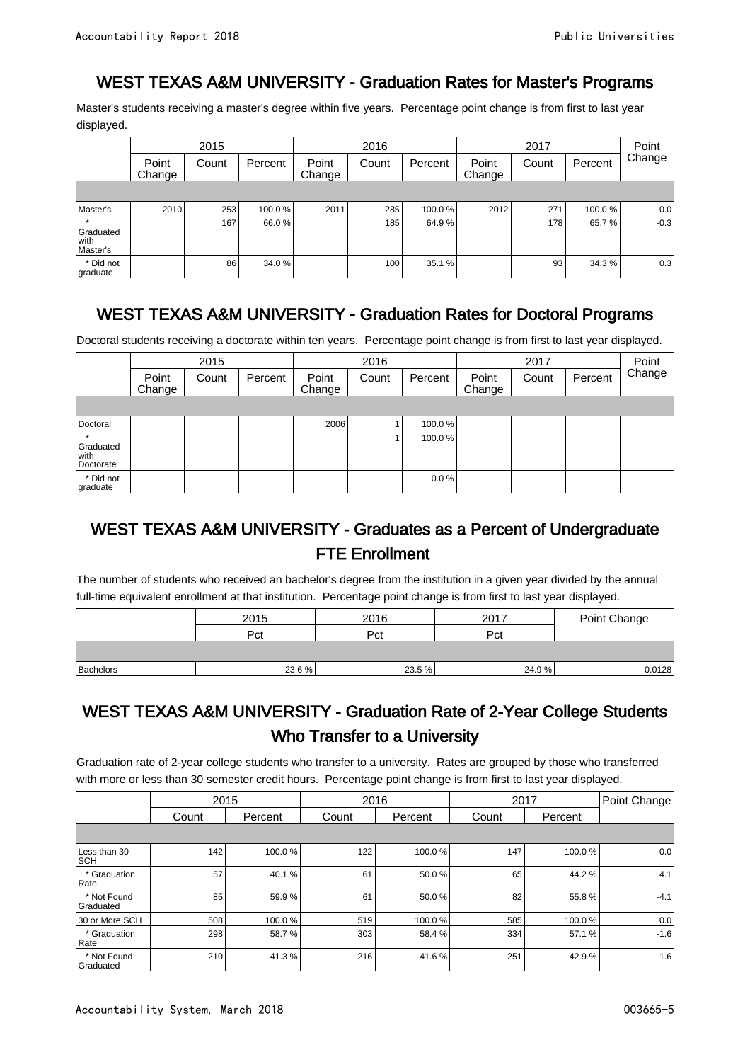## WEST TEXAS A&M UNIVERSITY - Graduation Rates for Master's Programs

Master's students receiving a master's degree within five years. Percentage point change is from first to last year displayed.

| | 2015 | | | 2016 | | | 2017 | | | Point Change |
|---|---|---|---|---|---|---|---|---|---|---|
| | Point Change | Count | Percent | Point Change | Count | Percent | Point Change | Count | Percent | |
| Master's | 2010 | 253 | 100.0 % | 2011 | 285 | 100.0 % | 2012 | 271 | 100.0 % | 0.0 |
| * Graduated with Master's | | 167 | 66.0 % | | 185 | 64.9 % | | 178 | 65.7 % | -0.3 |
| * Did not graduate | | 86 | 34.0 % | | 100 | 35.1 % | | 93 | 34.3 % | 0.3 |

## WEST TEXAS A&M UNIVERSITY - Graduation Rates for Doctoral Programs

Doctoral students receiving a doctorate within ten years. Percentage point change is from first to last year displayed.

| | 2015 | | | 2016 | | | 2017 | | | Point Change |
|---|---|---|---|---|---|---|---|---|---|---|
| | Point Change | Count | Percent | Point Change | Count | Percent | Point Change | Count | Percent | |
| Doctoral | | | | 2006 | 1 | 100.0 % | | | | |
| * Graduated with Doctorate | | | | | 1 | 100.0 % | | | | |
| * Did not graduate | | | | | | 0.0 % | | | | |

## WEST TEXAS A&M UNIVERSITY - Graduates as a Percent of Undergraduate FTE Enrollment

The number of students who received an bachelor's degree from the institution in a given year divided by the annual full-time equivalent enrollment at that institution. Percentage point change is from first to last year displayed.

| | 2015 | 2016 | 2017 | Point Change |
|---|---|---|---|---|
| | Pct | Pct | Pct | |
| Bachelors | 23.6 % | 23.5 % | 24.9 % | 0.0128 |

## WEST TEXAS A&M UNIVERSITY - Graduation Rate of 2-Year College Students Who Transfer to a University

Graduation rate of 2-year college students who transfer to a university. Rates are grouped by those who transferred with more or less than 30 semester credit hours. Percentage point change is from first to last year displayed.

| | 2015 | | 2016 | | 2017 | | Point Change |
|---|---|---|---|---|---|---|---|
| | Count | Percent | Count | Percent | Count | Percent | |
| Less than 30 SCH | 142 | 100.0 % | 122 | 100.0 % | 147 | 100.0 % | 0.0 |
| * Graduation Rate | 57 | 40.1 % | 61 | 50.0 % | 65 | 44.2 % | 4.1 |
| * Not Found Graduated | 85 | 59.9 % | 61 | 50.0 % | 82 | 55.8 % | -4.1 |
| 30 or More SCH | 508 | 100.0 % | 519 | 100.0 % | 585 | 100.0 % | 0.0 |
| * Graduation Rate | 298 | 58.7 % | 303 | 58.4 % | 334 | 57.1 % | -1.6 |
| * Not Found Graduated | 210 | 41.3 % | 216 | 41.6 % | 251 | 42.9 % | 1.6 |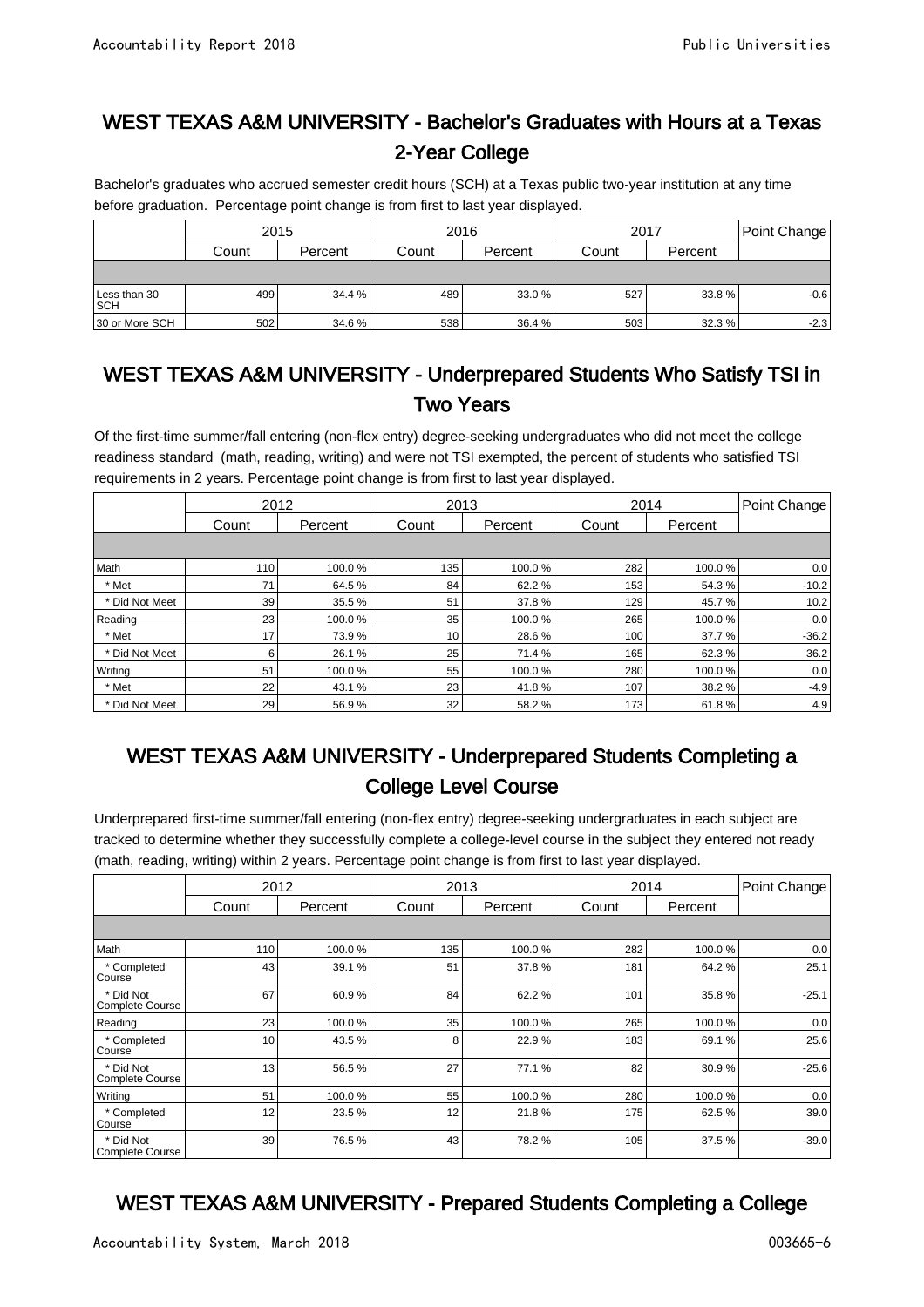## WEST TEXAS A&M UNIVERSITY - Bachelor's Graduates with Hours at a Texas 2-Year College

Bachelor's graduates who accrued semester credit hours (SCH) at a Texas public two-year institution at any time before graduation. Percentage point change is from first to last year displayed.

| | 2015 | | 2016 | | 2017 | | Point Change |
|---|---|---|---|---|---|---|---|
| | Count | Percent | Count | Percent | Count | Percent | |
| Less than 30 SCH | 499 | 34.4 % | 489 | 33.0 % | 527 | 33.8 % | -0.6 |
| 30 or More SCH | 502 | 34.6 % | 538 | 36.4 % | 503 | 32.3 % | -2.3 |

## WEST TEXAS A&M UNIVERSITY - Underprepared Students Who Satisfy TSI in Two Years

Of the first-time summer/fall entering (non-flex entry) degree-seeking undergraduates who did not meet the college readiness standard (math, reading, writing) and were not TSI exempted, the percent of students who satisfied TSI requirements in 2 years. Percentage point change is from first to last year displayed.

| | 2012 | | 2013 | | 2014 | | Point Change |
|---|---|---|---|---|---|---|---|
| | Count | Percent | Count | Percent | Count | Percent | |
| Math | 110 | 100.0 % | 135 | 100.0 % | 282 | 100.0 % | 0.0 |
| * Met | 71 | 64.5 % | 84 | 62.2 % | 153 | 54.3 % | -10.2 |
| * Did Not Meet | 39 | 35.5 % | 51 | 37.8 % | 129 | 45.7 % | 10.2 |
| Reading | 23 | 100.0 % | 35 | 100.0 % | 265 | 100.0 % | 0.0 |
| * Met | 17 | 73.9 % | 10 | 28.6 % | 100 | 37.7 % | -36.2 |
| * Did Not Meet | 6 | 26.1 % | 25 | 71.4 % | 165 | 62.3 % | 36.2 |
| Writing | 51 | 100.0 % | 55 | 100.0 % | 280 | 100.0 % | 0.0 |
| * Met | 22 | 43.1 % | 23 | 41.8 % | 107 | 38.2 % | -4.9 |
| * Did Not Meet | 29 | 56.9 % | 32 | 58.2 % | 173 | 61.8 % | 4.9 |

## WEST TEXAS A&M UNIVERSITY - Underprepared Students Completing a College Level Course

Underprepared first-time summer/fall entering (non-flex entry) degree-seeking undergraduates in each subject are tracked to determine whether they successfully complete a college-level course in the subject they entered not ready (math, reading, writing) within 2 years. Percentage point change is from first to last year displayed.

| | 2012 | | 2013 | | 2014 | | Point Change |
|---|---|---|---|---|---|---|---|
| | Count | Percent | Count | Percent | Count | Percent | |
| Math | 110 | 100.0 % | 135 | 100.0 % | 282 | 100.0 % | 0.0 |
| * Completed Course | 43 | 39.1 % | 51 | 37.8 % | 181 | 64.2 % | 25.1 |
| * Did Not Complete Course | 67 | 60.9 % | 84 | 62.2 % | 101 | 35.8 % | -25.1 |
| Reading | 23 | 100.0 % | 35 | 100.0 % | 265 | 100.0 % | 0.0 |
| * Completed Course | 10 | 43.5 % | 8 | 22.9 % | 183 | 69.1 % | 25.6 |
| * Did Not Complete Course | 13 | 56.5 % | 27 | 77.1 % | 82 | 30.9 % | -25.6 |
| Writing | 51 | 100.0 % | 55 | 100.0 % | 280 | 100.0 % | 0.0 |
| * Completed Course | 12 | 23.5 % | 12 | 21.8 % | 175 | 62.5 % | 39.0 |
| * Did Not Complete Course | 39 | 76.5 % | 43 | 78.2 % | 105 | 37.5 % | -39.0 |

## WEST TEXAS A&M UNIVERSITY - Prepared Students Completing a College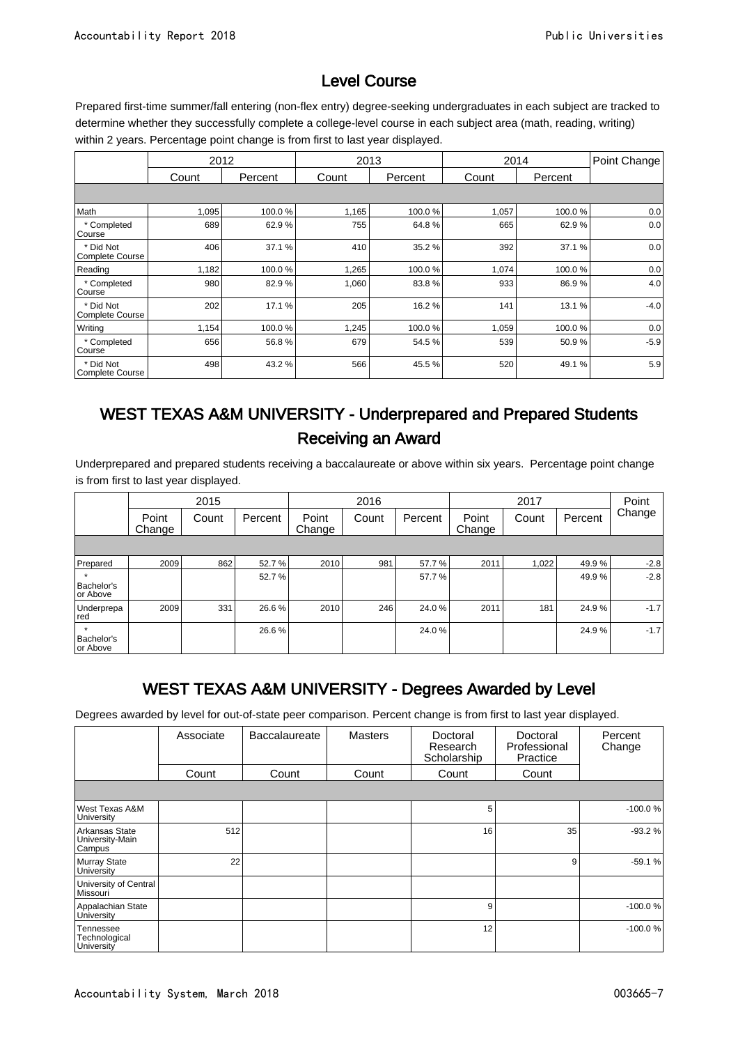## Level Course

Prepared first-time summer/fall entering (non-flex entry) degree-seeking undergraduates in each subject are tracked to determine whether they successfully complete a college-level course in each subject area (math, reading, writing) within 2 years. Percentage point change is from first to last year displayed.

| | 2012 | | 2013 | | 2014 | | Point Change |
|---|---|---|---|---|---|---|---|
| | Count | Percent | Count | Percent | Count | Percent | |
| Math | 1,095 | 100.0 % | 1,165 | 100.0 % | 1,057 | 100.0 % | 0.0 |
| * Completed Course | 689 | 62.9 % | 755 | 64.8 % | 665 | 62.9 % | 0.0 |
| * Did Not Complete Course | 406 | 37.1 % | 410 | 35.2 % | 392 | 37.1 % | 0.0 |
| Reading | 1,182 | 100.0 % | 1,265 | 100.0 % | 1,074 | 100.0 % | 0.0 |
| * Completed Course | 980 | 82.9 % | 1,060 | 83.8 % | 933 | 86.9 % | 4.0 |
| * Did Not Complete Course | 202 | 17.1 % | 205 | 16.2 % | 141 | 13.1 % | -4.0 |
| Writing | 1,154 | 100.0 % | 1,245 | 100.0 % | 1,059 | 100.0 % | 0.0 |
| * Completed Course | 656 | 56.8 % | 679 | 54.5 % | 539 | 50.9 % | -5.9 |
| * Did Not Complete Course | 498 | 43.2 % | 566 | 45.5 % | 520 | 49.1 % | 5.9 |

## WEST TEXAS A&M UNIVERSITY - Underprepared and Prepared Students Receiving an Award

Underprepared and prepared students receiving a baccalaureate or above within six years. Percentage point change is from first to last year displayed.

| | 2015 | | | 2016 | | | 2017 | | | Point Change |
|---|---|---|---|---|---|---|---|---|---|---|
| | Point Change | Count | Percent | Point Change | Count | Percent | Point Change | Count | Percent | |
| Prepared | 2009 | 862 | 52.7 % | 2010 | 981 | 57.7 % | 2011 | 1,022 | 49.9 % | -2.8 |
| * Bachelor's or Above | | | 52.7 % | | | 57.7 % | | | 49.9 % | -2.8 |
| Underprepared | 2009 | 331 | 26.6 % | 2010 | 246 | 24.0 % | 2011 | 181 | 24.9 % | -1.7 |
| * Bachelor's or Above | | | 26.6 % | | | 24.0 % | | | 24.9 % | -1.7 |

## WEST TEXAS A&M UNIVERSITY - Degrees Awarded by Level

Degrees awarded by level for out-of-state peer comparison. Percent change is from first to last year displayed.

| | Associate | Baccalaureate | Masters | Doctoral Research Scholarship | Doctoral Professional Practice | Percent Change |
|---|---|---|---|---|---|---|
| | Count | Count | Count | Count | Count | |
| West Texas A&M University | | | | 5 | | -100.0 % |
| Arkansas State University-Main Campus | 512 | | | 16 | 35 | -93.2 % |
| Murray State University | 22 | | | | 9 | -59.1 % |
| University of Central Missouri | | | | | | |
| Appalachian State University | | | | 9 | | -100.0 % |
| Tennessee Technological University | | | | 12 | | -100.0 % |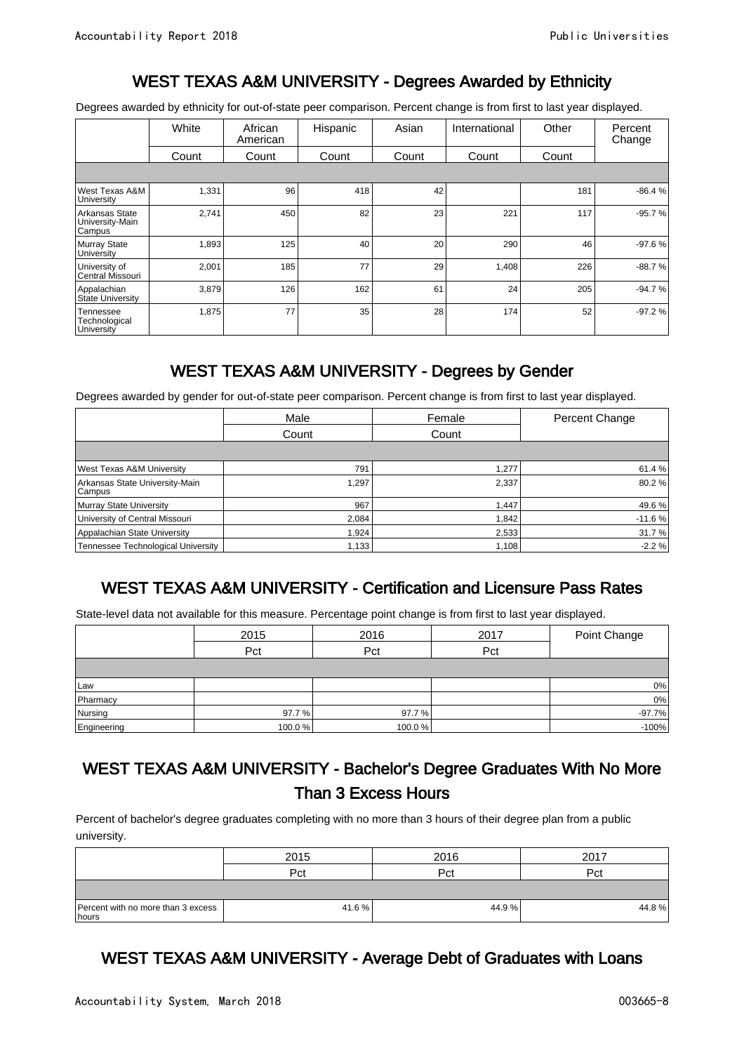## WEST TEXAS A&M UNIVERSITY - Degrees Awarded by Ethnicity

Degrees awarded by ethnicity for out-of-state peer comparison. Percent change is from first to last year displayed.

| | White | African American | Hispanic | Asian | International | Other | Percent Change |
|---|---|---|---|---|---|---|---|
| | Count | Count | Count | Count | Count | Count | |
| West Texas A&M University | 1,331 | 96 | 418 | 42 | | 181 | -86.4 % |
| Arkansas State University-Main Campus | 2,741 | 450 | 82 | 23 | 221 | 117 | -95.7 % |
| Murray State University | 1,893 | 125 | 40 | 20 | 290 | 46 | -97.6 % |
| University of Central Missouri | 2,001 | 185 | 77 | 29 | 1,408 | 226 | -88.7 % |
| Appalachian State University | 3,879 | 126 | 162 | 61 | 24 | 205 | -94.7 % |
| Tennessee Technological University | 1,875 | 77 | 35 | 28 | 174 | 52 | -97.2 % |

## WEST TEXAS A&M UNIVERSITY - Degrees by Gender

Degrees awarded by gender for out-of-state peer comparison. Percent change is from first to last year displayed.

| | Male | Female | Percent Change |
|---|---|---|---|
| | Count | Count | |
| West Texas A&M University | 791 | 1,277 | 61.4 % |
| Arkansas State University-Main Campus | 1,297 | 2,337 | 80.2 % |
| Murray State University | 967 | 1,447 | 49.6 % |
| University of Central Missouri | 2,084 | 1,842 | -11.6 % |
| Appalachian State University | 1,924 | 2,533 | 31.7 % |
| Tennessee Technological University | 1,133 | 1,108 | -2.2 % |

## WEST TEXAS A&M UNIVERSITY - Certification and Licensure Pass Rates

State-level data not available for this measure. Percentage point change is from first to last year displayed.

| | 2015 | 2016 | 2017 | Point Change |
|---|---|---|---|---|
| | Pct | Pct | Pct | |
| Law | | | | 0% |
| Pharmacy | | | | 0% |
| Nursing | 97.7 % | 97.7 % | | -97.7% |
| Engineering | 100.0 % | 100.0 % | | -100% |

## WEST TEXAS A&M UNIVERSITY - Bachelor's Degree Graduates With No More Than 3 Excess Hours

Percent of bachelor's degree graduates completing with no more than 3 hours of their degree plan from a public university.

| | 2015 | 2016 | 2017 |
|---|---|---|---|
| | Pct | Pct | Pct |
| Percent with no more than 3 excess hours | 41.6 % | 44.9 % | 44.8 % |

## WEST TEXAS A&M UNIVERSITY - Average Debt of Graduates with Loans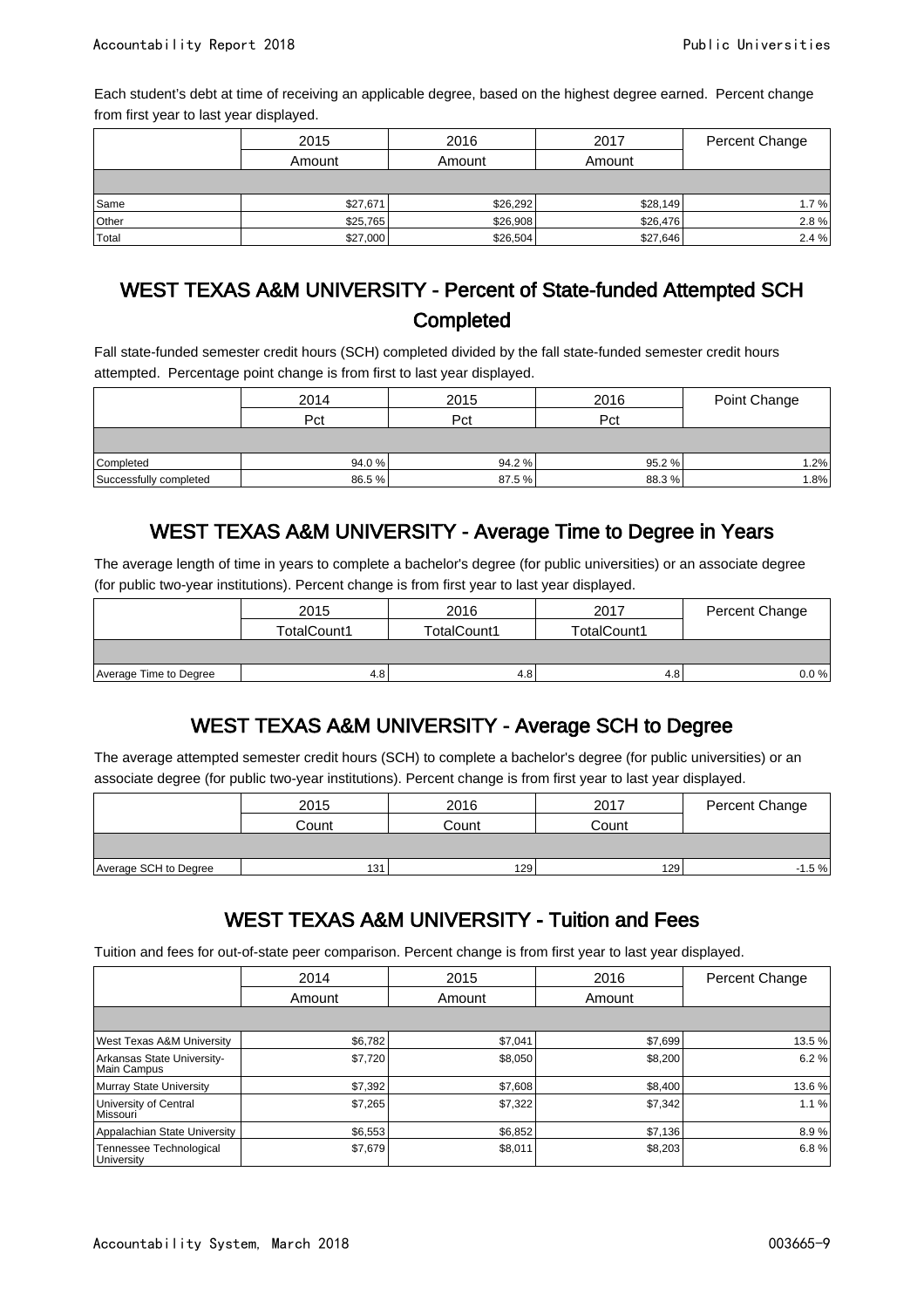Each student's debt at time of receiving an applicable degree, based on the highest degree earned. Percent change from first year to last year displayed.

| | 2015 | 2016 | 2017 | Percent Change |
|---|---|---|---|---|
| | Amount | Amount | Amount | |
| Same | $27,671 | $26,292 | $28,149 | 1.7 % |
| Other | $25,765 | $26,908 | $26,476 | 2.8 % |
| Total | $27,000 | $26,504 | $27,646 | 2.4 % |

## WEST TEXAS A&M UNIVERSITY - Percent of State-funded Attempted SCH Completed

Fall state-funded semester credit hours (SCH) completed divided by the fall state-funded semester credit hours attempted. Percentage point change is from first to last year displayed.

| | 2014 | 2015 | 2016 | Point Change |
|---|---|---|---|---|
| | Pct | Pct | Pct | |
| Completed | 94.0 % | 94.2 % | 95.2 % | 1.2% |
| Successfully completed | 86.5 % | 87.5 % | 88.3 % | 1.8% |

## WEST TEXAS A&M UNIVERSITY - Average Time to Degree in Years

The average length of time in years to complete a bachelor's degree (for public universities) or an associate degree (for public two-year institutions). Percent change is from first year to last year displayed.

| | 2015 | 2016 | 2017 | Percent Change |
|---|---|---|---|---|
| | TotalCount1 | TotalCount1 | TotalCount1 | |
| Average Time to Degree | 4.8 | 4.8 | 4.8 | 0.0 % |

## WEST TEXAS A&M UNIVERSITY - Average SCH to Degree

The average attempted semester credit hours (SCH) to complete a bachelor's degree (for public universities) or an associate degree (for public two-year institutions). Percent change is from first year to last year displayed.

| | 2015 | 2016 | 2017 | Percent Change |
|---|---|---|---|---|
| | Count | Count | Count | |
| Average SCH to Degree | 131 | 129 | 129 | -1.5 % |

## WEST TEXAS A&M UNIVERSITY - Tuition and Fees

Tuition and fees for out-of-state peer comparison. Percent change is from first year to last year displayed.

| | 2014 | 2015 | 2016 | Percent Change |
|---|---|---|---|---|
| | Amount | Amount | Amount | |
| West Texas A&M University | $6,782 | $7,041 | $7,699 | 13.5 % |
| Arkansas State University-Main Campus | $7,720 | $8,050 | $8,200 | 6.2 % |
| Murray State University | $7,392 | $7,608 | $8,400 | 13.6 % |
| University of Central Missouri | $7,265 | $7,322 | $7,342 | 1.1 % |
| Appalachian State University | $6,553 | $6,852 | $7,136 | 8.9 % |
| Tennessee Technological University | $7,679 | $8,011 | $8,203 | 6.8 % |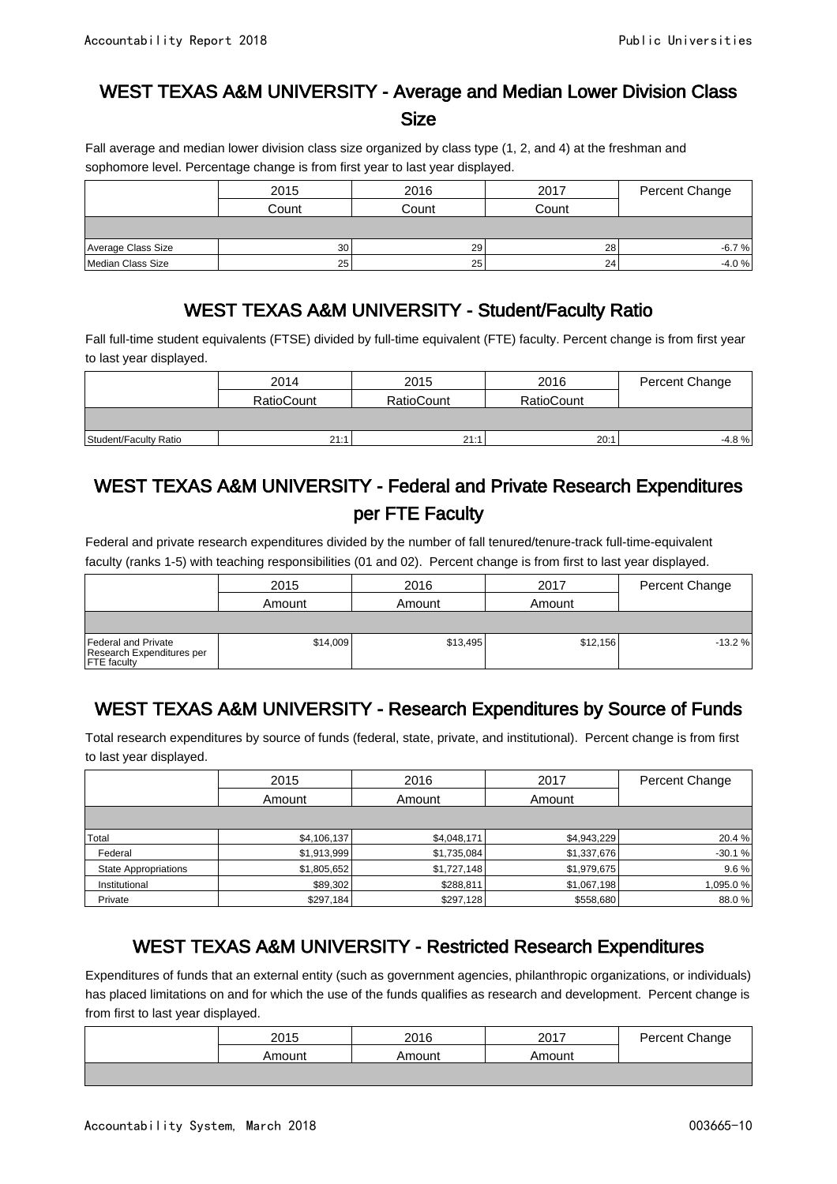## WEST TEXAS A&M UNIVERSITY - Average and Median Lower Division Class Size

Fall average and median lower division class size organized by class type (1, 2, and 4) at the freshman and sophomore level. Percentage change is from first year to last year displayed.

| | 2015 | 2016 | 2017 | Percent Change |
|---|---|---|---|---|
| | Count | Count | Count | |
| Average Class Size | 30 | 29 | 28 | -6.7 % |
| Median Class Size | 25 | 25 | 24 | -4.0 % |

## WEST TEXAS A&M UNIVERSITY - Student/Faculty Ratio

Fall full-time student equivalents (FTSE) divided by full-time equivalent (FTE) faculty. Percent change is from first year to last year displayed.

| | 2014 | 2015 | 2016 | Percent Change |
|---|---|---|---|---|
| | RatioCount | RatioCount | RatioCount | |
| Student/Faculty Ratio | 21:1 | 21:1 | 20:1 | -4.8 % |

## WEST TEXAS A&M UNIVERSITY - Federal and Private Research Expenditures per FTE Faculty

Federal and private research expenditures divided by the number of fall tenured/tenure-track full-time-equivalent faculty (ranks 1-5) with teaching responsibilities (01 and 02). Percent change is from first to last year displayed.

| | 2015 | 2016 | 2017 | Percent Change |
|---|---|---|---|---|
| | Amount | Amount | Amount | |
| Federal and Private Research Expenditures per FTE faculty | $14,009 | $13,495 | $12,156 | -13.2 % |

## WEST TEXAS A&M UNIVERSITY - Research Expenditures by Source of Funds

Total research expenditures by source of funds (federal, state, private, and institutional). Percent change is from first to last year displayed.

| | 2015 | 2016 | 2017 | Percent Change |
|---|---|---|---|---|
| | Amount | Amount | Amount | |
| Total | $4,106,137 | $4,048,171 | $4,943,229 | 20.4 % |
| Federal | $1,913,999 | $1,735,084 | $1,337,676 | -30.1 % |
| State Appropriations | $1,805,652 | $1,727,148 | $1,979,675 | 9.6 % |
| Institutional | $89,302 | $288,811 | $1,067,198 | 1,095.0 % |
| Private | $297,184 | $297,128 | $558,680 | 88.0 % |

## WEST TEXAS A&M UNIVERSITY - Restricted Research Expenditures

Expenditures of funds that an external entity (such as government agencies, philanthropic organizations, or individuals) has placed limitations on and for which the use of the funds qualifies as research and development. Percent change is from first to last year displayed.

| | 2015 | 2016 | 2017 | Percent Change |
|---|---|---|---|---|
| | Amount | Amount | Amount | |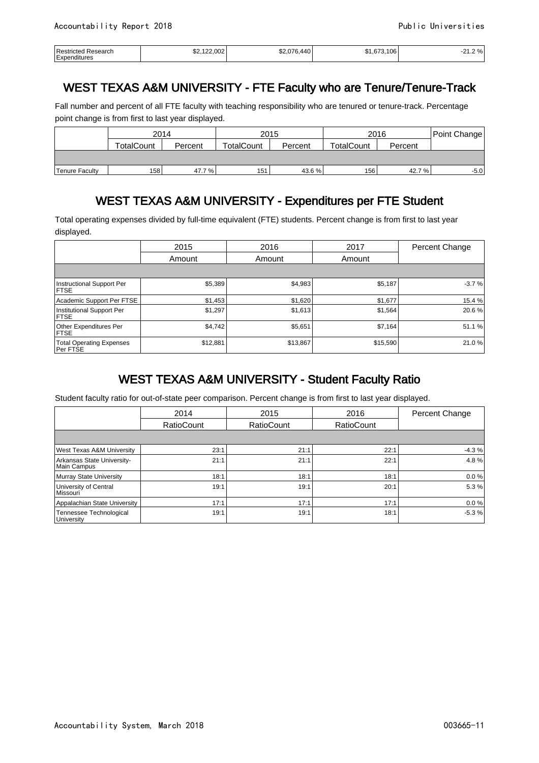| | | | | |
|---|---|---|---|---|
| Restricted Research Expenditures | $2,122,002 | $2,076,440 | $1,673,106 | -21.2 % |

## WEST TEXAS A&M UNIVERSITY - FTE Faculty who are Tenure/Tenure-Track

Fall number and percent of all FTE faculty with teaching responsibility who are tenured or tenure-track. Percentage point change is from first to last year displayed.

| | 2014 | | 2015 | | 2016 | | Point Change |
|---|---|---|---|---|---|---|---|
| | TotalCount | Percent | TotalCount | Percent | TotalCount | Percent | |
| Tenure Faculty | 158 | 47.7 % | 151 | 43.6 % | 156 | 42.7 % | -5.0 |

## WEST TEXAS A&M UNIVERSITY - Expenditures per FTE Student

Total operating expenses divided by full-time equivalent (FTE) students. Percent change is from first to last year displayed.

| | 2015 | 2016 | 2017 | Percent Change |
|---|---|---|---|---|
| | Amount | Amount | Amount | |
| Instructional Support Per FTSE | $5,389 | $4,983 | $5,187 | -3.7 % |
| Academic Support Per FTSE | $1,453 | $1,620 | $1,677 | 15.4 % |
| Institutional Support Per FTSE | $1,297 | $1,613 | $1,564 | 20.6 % |
| Other Expenditures Per FTSE | $4,742 | $5,651 | $7,164 | 51.1 % |
| Total Operating Expenses Per FTSE | $12,881 | $13,867 | $15,590 | 21.0 % |

## WEST TEXAS A&M UNIVERSITY - Student Faculty Ratio

Student faculty ratio for out-of-state peer comparison. Percent change is from first to last year displayed.

| | 2014 | 2015 | 2016 | Percent Change |
|---|---|---|---|---|
| | RatioCount | RatioCount | RatioCount | |
| West Texas A&M University | 23:1 | 21:1 | 22:1 | -4.3 % |
| Arkansas State University-Main Campus | 21:1 | 21:1 | 22:1 | 4.8 % |
| Murray State University | 18:1 | 18:1 | 18:1 | 0.0 % |
| University of Central Missouri | 19:1 | 19:1 | 20:1 | 5.3 % |
| Appalachian State University | 17:1 | 17:1 | 17:1 | 0.0 % |
| Tennessee Technological University | 19:1 | 19:1 | 18:1 | -5.3 % |